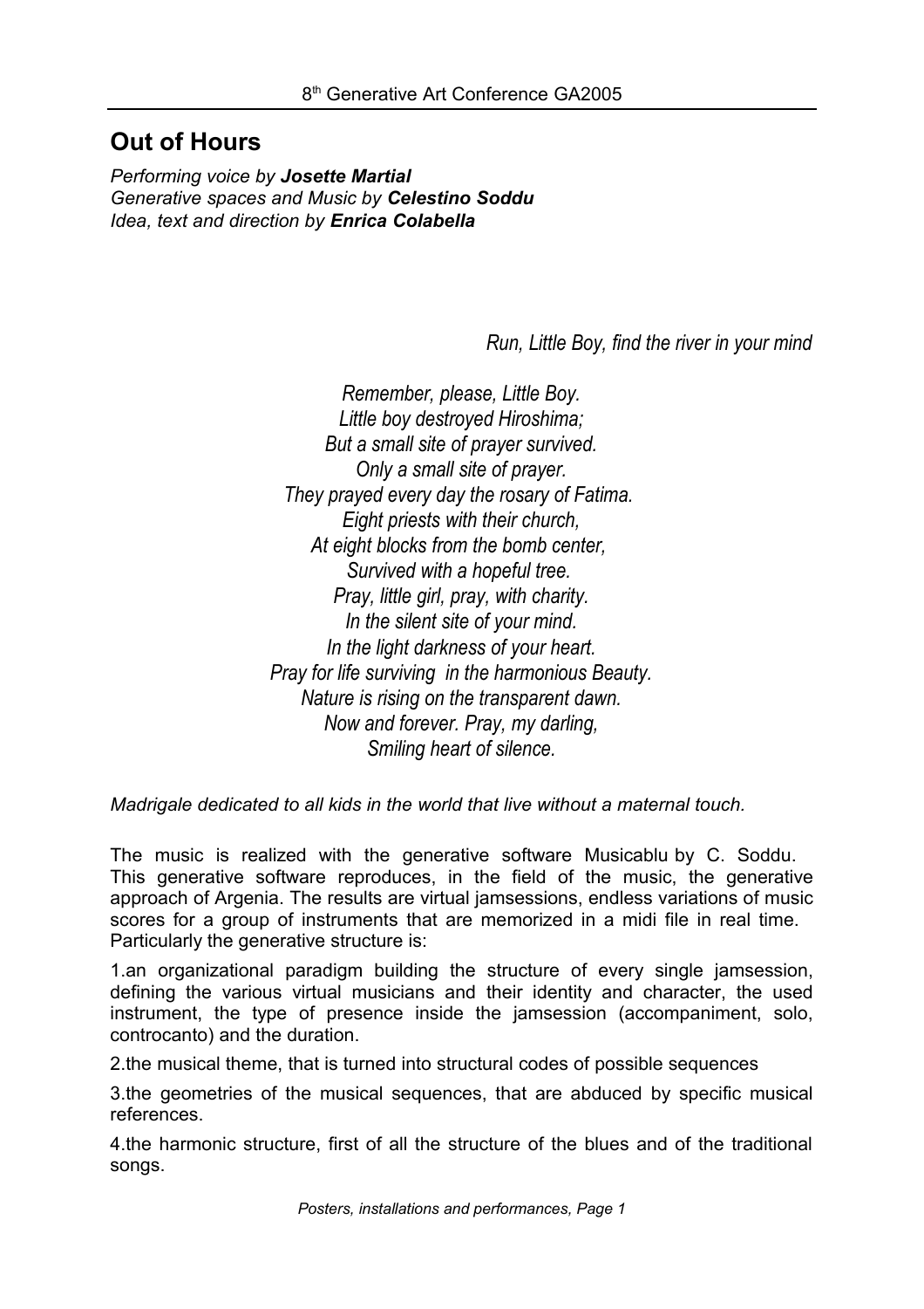# Out of Hours

*Performing voice by* ***Josette Martial***
*Generative spaces and Music by* ***Celestino Soddu***
*Idea, text and direction by* ***Enrica Colabella***

*Run, Little Boy, find the river in your mind*

*Remember, please, Little Boy.*
*Little boy destroyed Hiroshima;*
*But a small site of prayer survived.*
*Only a small site of prayer.*
*They prayed every day the rosary of Fatima.*
*Eight priests with their church,*
*At eight blocks from the bomb center,*
*Survived with a hopeful tree.*
*Pray, little girl, pray, with charity.*
*In the silent site of your mind.*
*In the light darkness of your heart.*
*Pray for life surviving in the harmonious Beauty.*
*Nature is rising on the transparent dawn.*
*Now and forever. Pray, my darling,*
*Smiling heart of silence.*

*Madrigale dedicated to all kids in the world that live without a maternal touch.*

The music is realized with the generative software Musicablu by C. Soddu. This generative software reproduces, in the field of the music, the generative approach of Argenia. The results are virtual jamsessions, endless variations of music scores for a group of instruments that are memorized in a midi file in real time. Particularly the generative structure is:

1. an organizational paradigm building the structure of every single jamsession, defining the various virtual musicians and their identity and character, the used instrument, the type of presence inside the jamsession (accompaniment, solo, controcanto) and the duration.

2. the musical theme, that is turned into structural codes of possible sequences

3. the geometries of the musical sequences, that are abduced by specific musical references.

4. the harmonic structure, first of all the structure of the blues and of the traditional songs.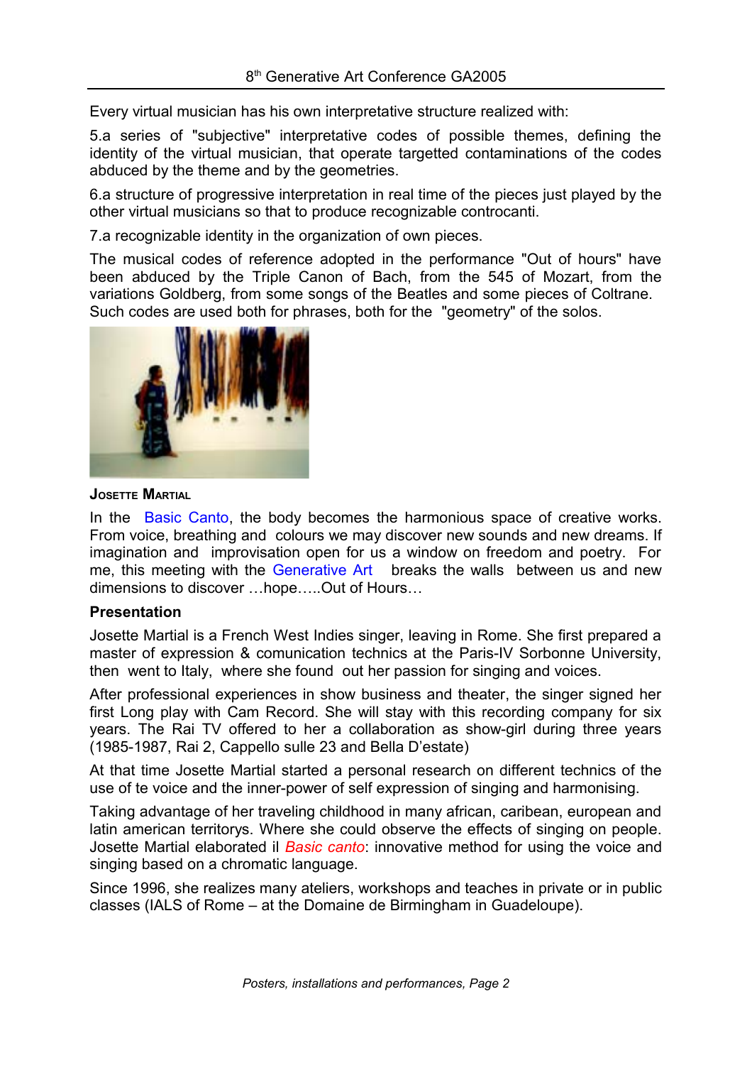Every virtual musician has his own interpretative structure realized with:

5.a series of "subjective" interpretative codes of possible themes, defining the identity of the virtual musician, that operate targetted contaminations of the codes abduced by the theme and by the geometries.

6.a structure of progressive interpretation in real time of the pieces just played by the other virtual musicians so that to produce recognizable controcanti.

7.a recognizable identity in the organization of own pieces.

The musical codes of reference adopted in the performance "Out of hours" have been abduced by the Triple Canon of Bach, from the 545 of Mozart, from the variations Goldberg, from some songs of the Beatles and some pieces of Coltrane. Such codes are used both for phrases, both for the "geometry" of the solos.

**Josette Martial**

In the Basic Canto, the body becomes the harmonious space of creative works. From voice, breathing and colours we may discover new sounds and new dreams. If imagination and improvisation open for us a window on freedom and poetry. For me, this meeting with the Generative Art breaks the walls between us and new dimensions to discover …hope…..Out of Hours…

**Presentation**

Josette Martial is a French West Indies singer, leaving in Rome. She first prepared a master of expression & comunication technics at the Paris-IV Sorbonne University, then went to Italy, where she found out her passion for singing and voices.

After professional experiences in show business and theater, the singer signed her first Long play with Cam Record. She will stay with this recording company for six years. The Rai TV offered to her a collaboration as show-girl during three years (1985-1987, Rai 2, Cappello sulle 23 and Bella D'estate)

At that time Josette Martial started a personal research on different technics of the use of te voice and the inner-power of self expression of singing and harmonising.

Taking advantage of her traveling childhood in many african, caribean, european and latin american territorys. Where she could observe the effects of singing on people. Josette Martial elaborated il *Basic canto*: innovative method for using the voice and singing based on a chromatic language.

Since 1996, she realizes many ateliers, workshops and teaches in private or in public classes (IALS of Rome – at the Domaine de Birmingham in Guadeloupe).